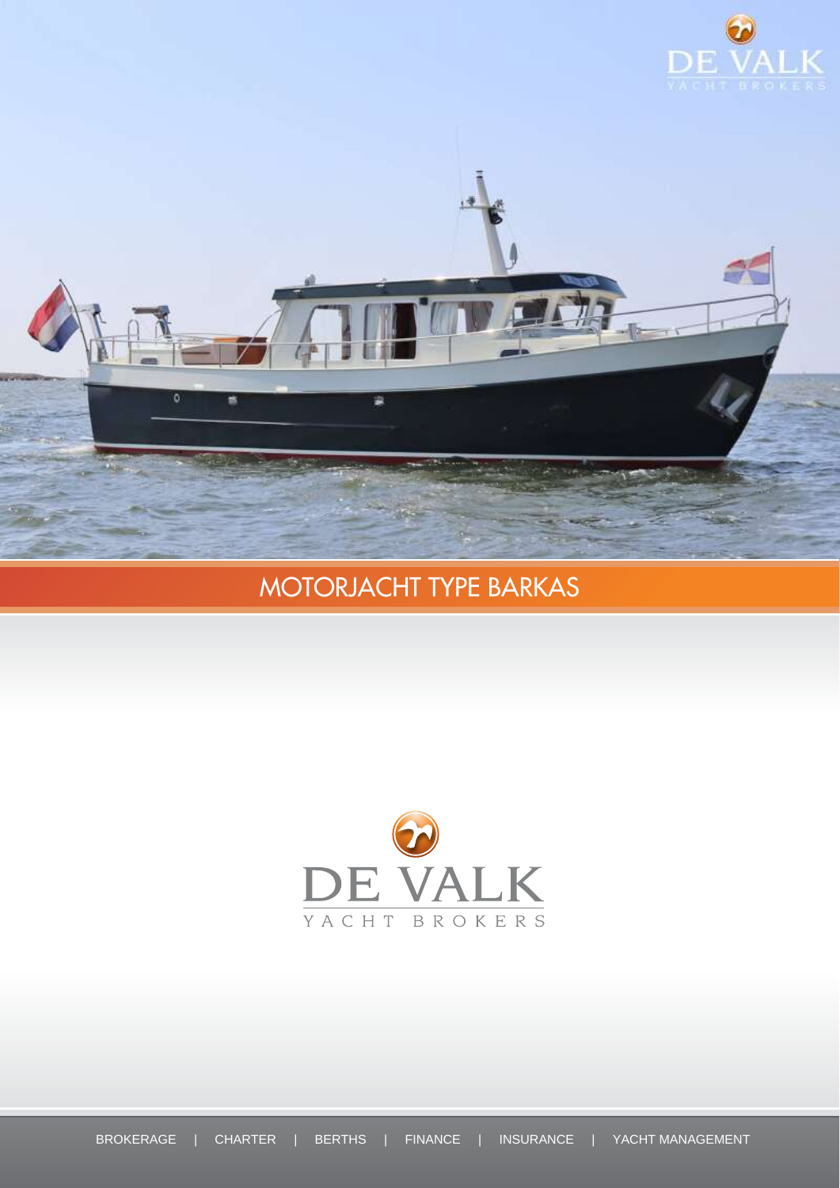# MOTORJACHT TYPE BARKAS

DE VALK

YACHT BROKERS

BROKERAGE | CHARTER | BERTHS | FINANCE | INSURANCE | YACHT MANAGEMENT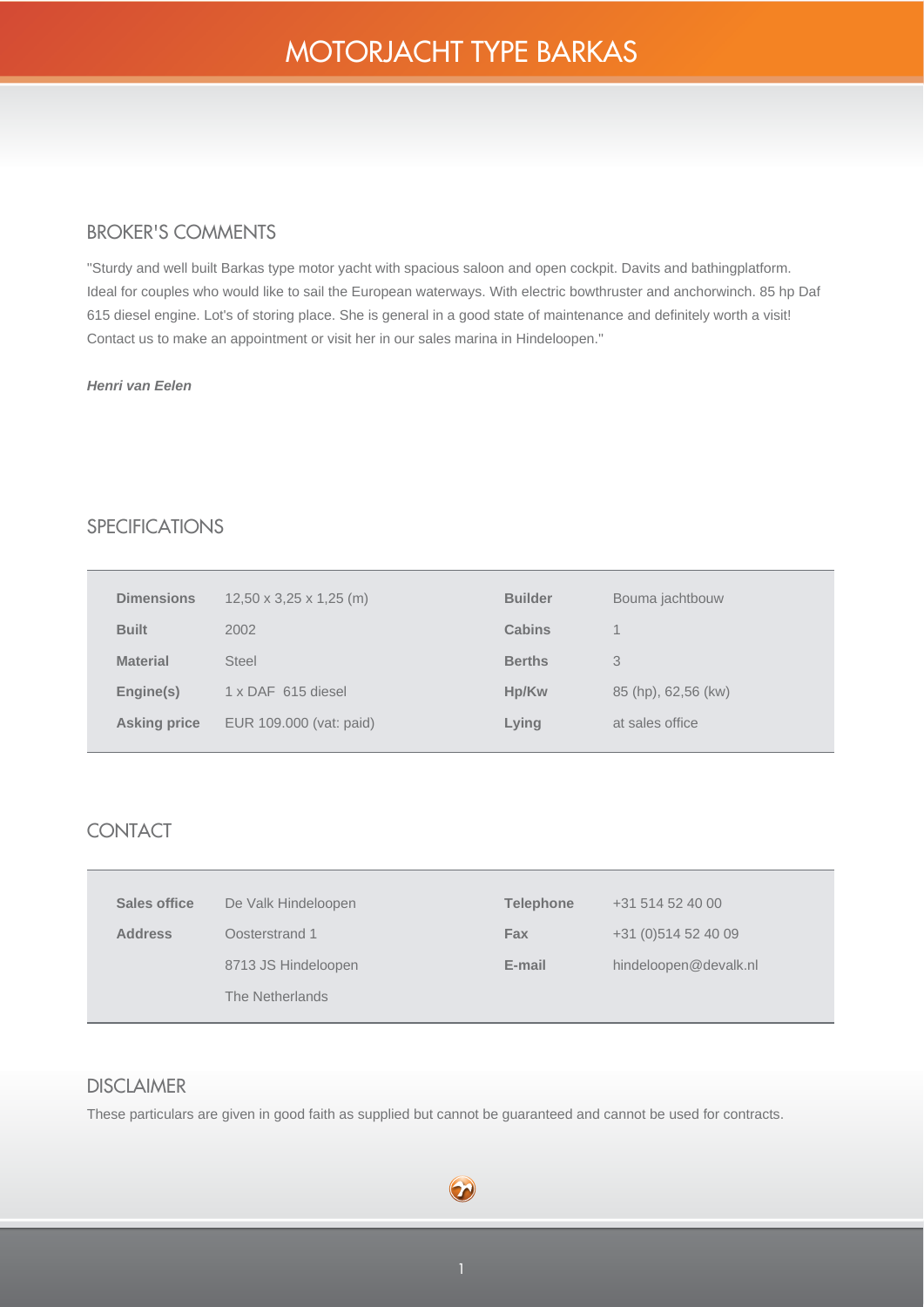# MOTORJACHT TYPE BARKAS

## BROKER'S COMMENTS

"Sturdy and well built Barkas type motor yacht with spacious saloon and open cockpit. Davits and bathingplatform. Ideal for couples who would like to sail the European waterways. With electric bowthruster and anchorwinch. 85 hp Daf 615 diesel engine. Lot's of storing place. She is general in a good state of maintenance and definitely worth a visit! Contact us to make an appointment or visit her in our sales marina in Hindeloopen."

***Henri van Eelen***

## SPECIFICATIONS

| | | | |
|---|---|---|---|
| **Dimensions** | 12,50 x 3,25 x 1,25 (m) | **Builder** | Bouma jachtbouw |
| **Built** | 2002 | **Cabins** | 1 |
| **Material** | Steel | **Berths** | 3 |
| **Engine(s)** | 1 x DAF 615 diesel | **Hp/Kw** | 85 (hp), 62,56 (kw) |
| **Asking price** | EUR 109.000 (vat: paid) | **Lying** | at sales office |

## CONTACT

| | | | |
|---|---|---|---|
| **Sales office** | De Valk Hindeloopen | **Telephone** | +31 514 52 40 00 |
| **Address** | Oosterstrand 1 | **Fax** | +31 (0)514 52 40 09 |
| | 8713 JS Hindeloopen | **E-mail** | hindeloopen@devalk.nl |
| | The Netherlands | | |

## DISCLAIMER

These particulars are given in good faith as supplied but cannot be guaranteed and cannot be used for contracts.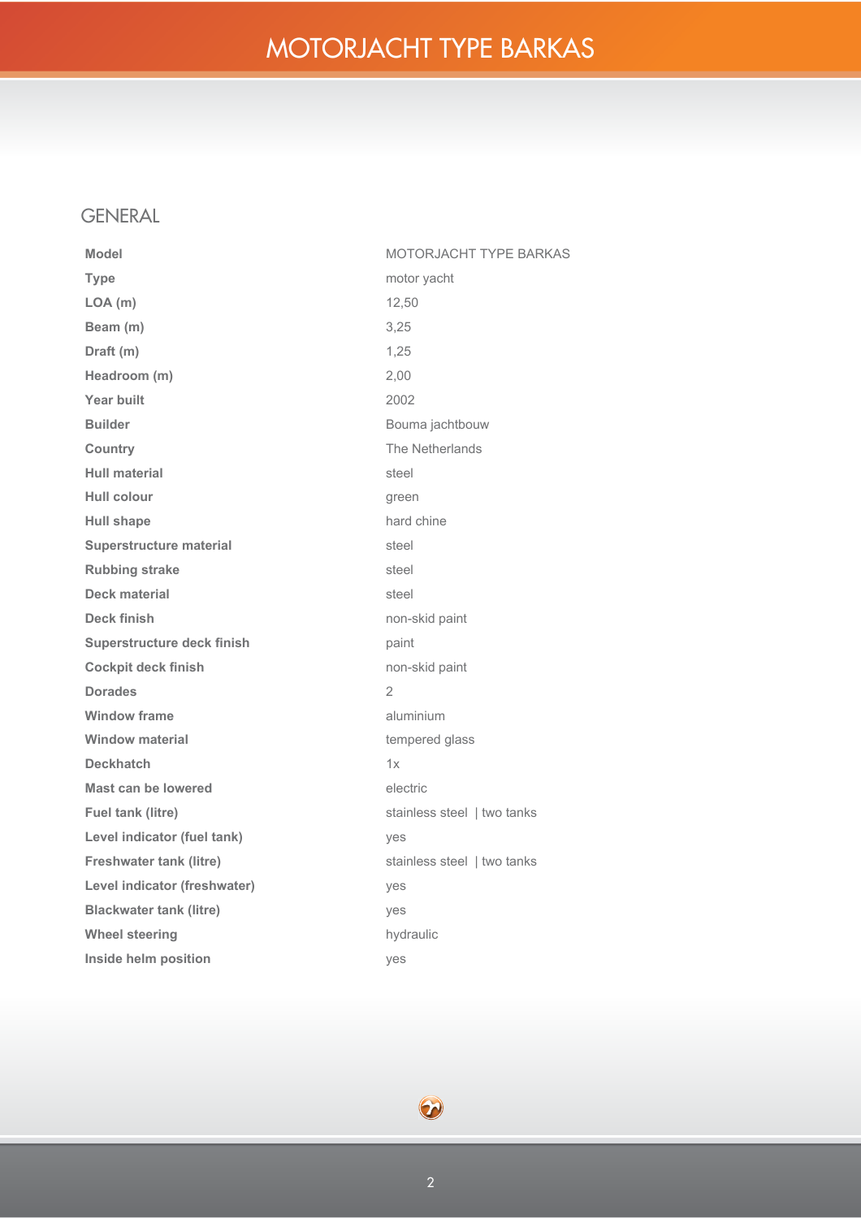# MOTORJACHT TYPE BARKAS

## GENERAL

| | |
|---|---|
| **Model** | MOTORJACHT TYPE BARKAS |
| **Type** | motor yacht |
| **LOA (m)** | 12,50 |
| **Beam (m)** | 3,25 |
| **Draft (m)** | 1,25 |
| **Headroom (m)** | 2,00 |
| **Year built** | 2002 |
| **Builder** | Bouma jachtbouw |
| **Country** | The Netherlands |
| **Hull material** | steel |
| **Hull colour** | green |
| **Hull shape** | hard chine |
| **Superstructure material** | steel |
| **Rubbing strake** | steel |
| **Deck material** | steel |
| **Deck finish** | non-skid paint |
| **Superstructure deck finish** | paint |
| **Cockpit deck finish** | non-skid paint |
| **Dorades** | 2 |
| **Window frame** | aluminium |
| **Window material** | tempered glass |
| **Deckhatch** | 1x |
| **Mast can be lowered** | electric |
| **Fuel tank (litre)** | stainless steel \| two tanks |
| **Level indicator (fuel tank)** | yes |
| **Freshwater tank (litre)** | stainless steel \| two tanks |
| **Level indicator (freshwater)** | yes |
| **Blackwater tank (litre)** | yes |
| **Wheel steering** | hydraulic |
| **Inside helm position** | yes |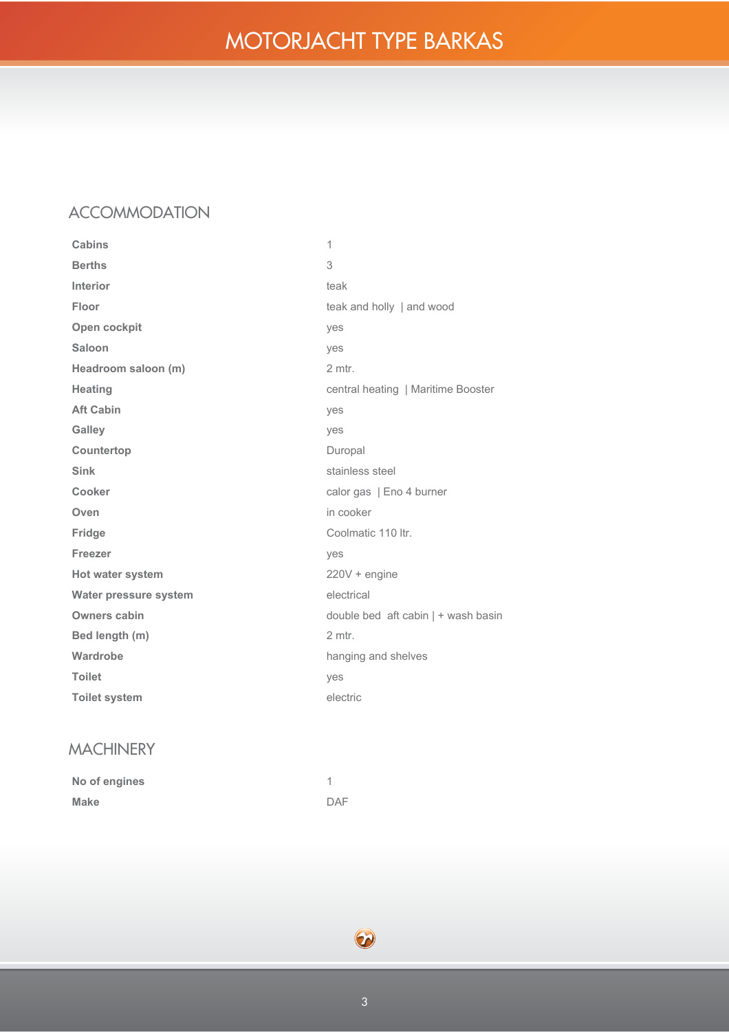# MOTORJACHT TYPE BARKAS

## ACCOMMODATION

| | |
|---|---|
| **Cabins** | 1 |
| **Berths** | 3 |
| **Interior** | teak |
| **Floor** | teak and holly \| and wood |
| **Open cockpit** | yes |
| **Saloon** | yes |
| **Headroom saloon (m)** | 2 mtr. |
| **Heating** | central heating \| Maritime Booster |
| **Aft Cabin** | yes |
| **Galley** | yes |
| **Countertop** | Duropal |
| **Sink** | stainless steel |
| **Cooker** | calor gas \| Eno 4 burner |
| **Oven** | in cooker |
| **Fridge** | Coolmatic 110 ltr. |
| **Freezer** | yes |
| **Hot water system** | 220V + engine |
| **Water pressure system** | electrical |
| **Owners cabin** | double bed aft cabin \| + wash basin |
| **Bed length (m)** | 2 mtr. |
| **Wardrobe** | hanging and shelves |
| **Toilet** | yes |
| **Toilet system** | electric |

## MACHINERY

| | |
|---|---|
| **No of engines** | 1 |
| **Make** | DAF |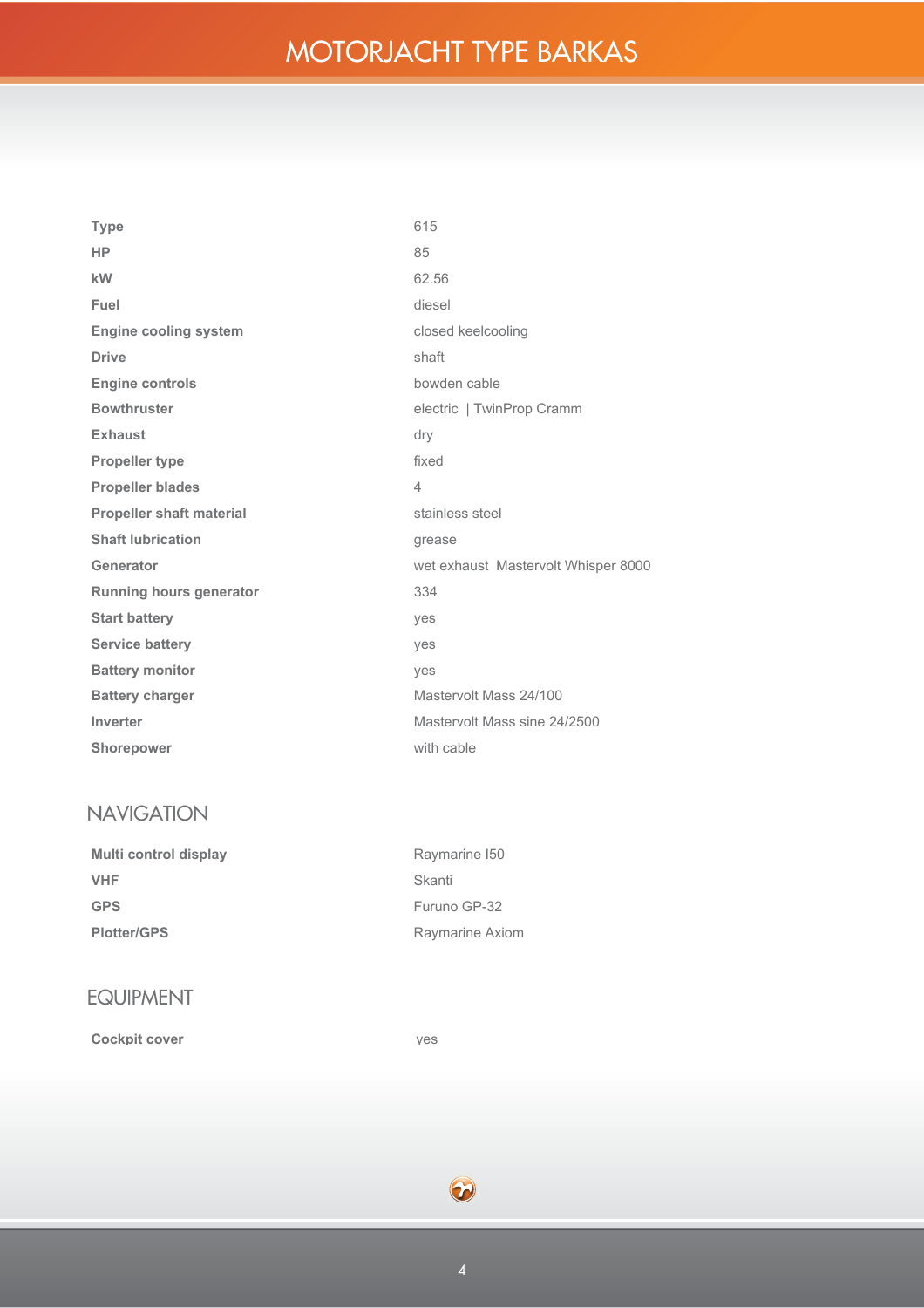| | |
|---|---|
| **Type** | 615 |
| **HP** | 85 |
| **kW** | 62.56 |
| **Fuel** | diesel |
| **Engine cooling system** | closed keelcooling |
| **Drive** | shaft |
| **Engine controls** | bowden cable |
| **Bowthruster** | electric \| TwinProp Cramm |
| **Exhaust** | dry |
| **Propeller type** | fixed |
| **Propeller blades** | 4 |
| **Propeller shaft material** | stainless steel |
| **Shaft lubrication** | grease |
| **Generator** | wet exhaust Mastervolt Whisper 8000 |
| **Running hours generator** | 334 |
| **Start battery** | yes |
| **Service battery** | yes |
| **Battery monitor** | yes |
| **Battery charger** | Mastervolt Mass 24/100 |
| **Inverter** | Mastervolt Mass sine 24/2500 |
| **Shorepower** | with cable |

## NAVIGATION

| | |
|---|---|
| **Multi control display** | Raymarine I50 |
| **VHF** | Skanti |
| **GPS** | Furuno GP-32 |
| **Plotter/GPS** | Raymarine Axiom |

## EQUIPMENT

| | |
|---|---|
| **Cockpit cover** | yes |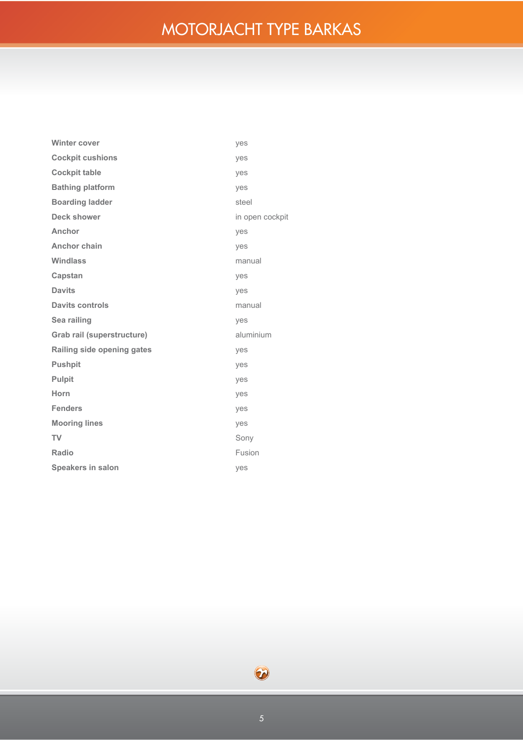# MOTORJACHT TYPE BARKAS

| | |
|---|---|
| **Winter cover** | yes |
| **Cockpit cushions** | yes |
| **Cockpit table** | yes |
| **Bathing platform** | yes |
| **Boarding ladder** | steel |
| **Deck shower** | in open cockpit |
| **Anchor** | yes |
| **Anchor chain** | yes |
| **Windlass** | manual |
| **Capstan** | yes |
| **Davits** | yes |
| **Davits controls** | manual |
| **Sea railing** | yes |
| **Grab rail (superstructure)** | aluminium |
| **Railing side opening gates** | yes |
| **Pushpit** | yes |
| **Pulpit** | yes |
| **Horn** | yes |
| **Fenders** | yes |
| **Mooring lines** | yes |
| **TV** | Sony |
| **Radio** | Fusion |
| **Speakers in salon** | yes |